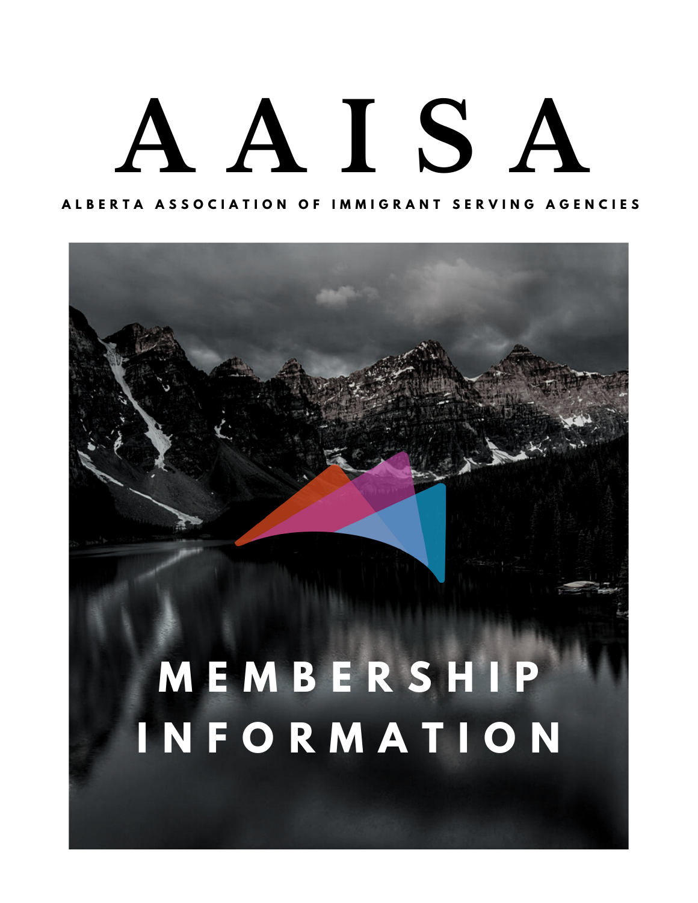# AAISA

ALBERTA ASSOCIATION OF IMMIGRANT SERVING AGENCIES

## MEMBERSHIP INFORMATION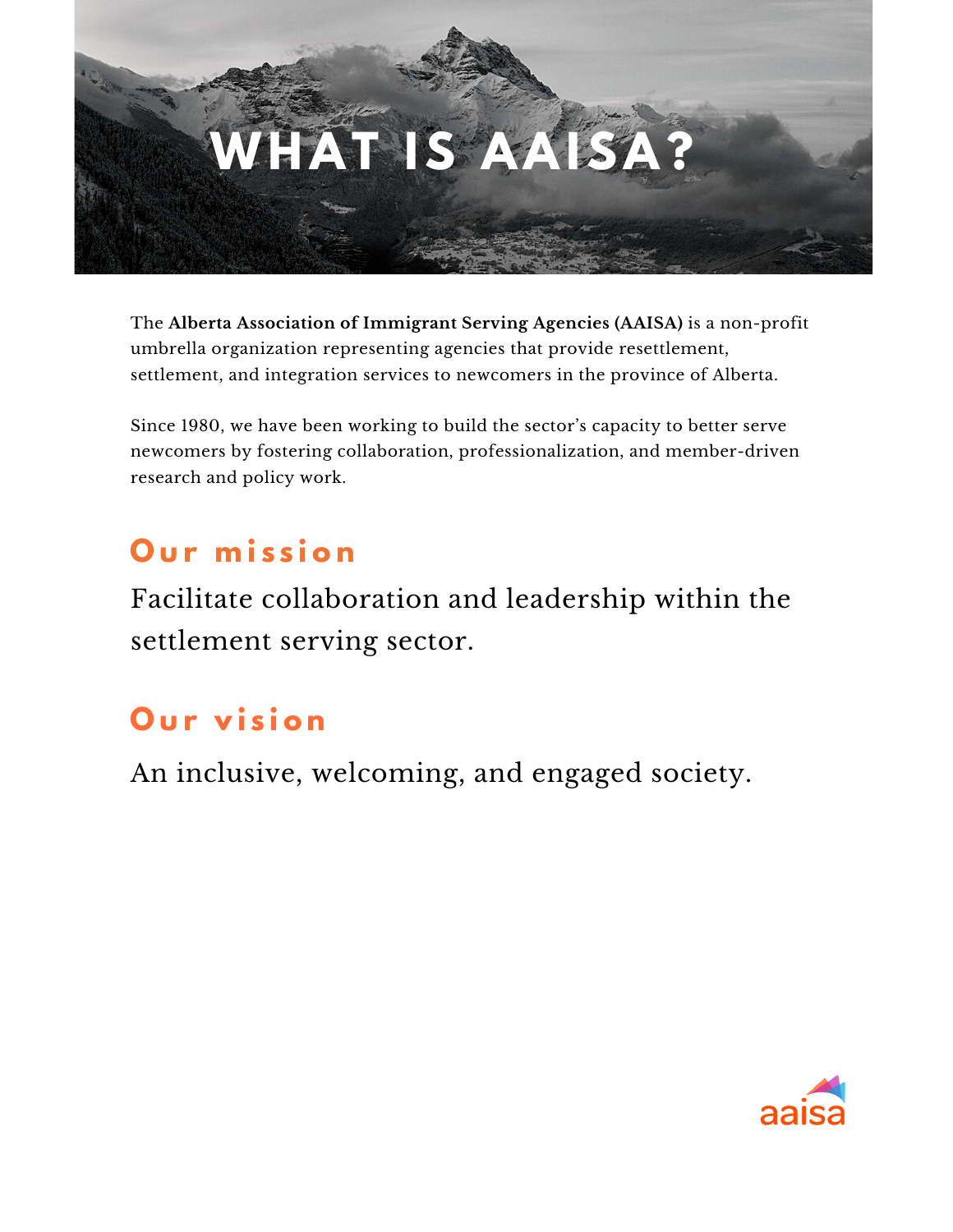# WHAT IS AAISA?

The **Alberta Association of Immigrant Serving Agencies (AAISA)** is a non-profit umbrella organization representing agencies that provide resettlement, settlement, and integration services to newcomers in the province of Alberta.

Since 1980, we have been working to build the sector's capacity to better serve newcomers by fostering collaboration, professionalization, and member-driven research and policy work.

## Our mission

Facilitate collaboration and leadership within the settlement serving sector.

## Our vision

An inclusive, welcoming, and engaged society.

aaisa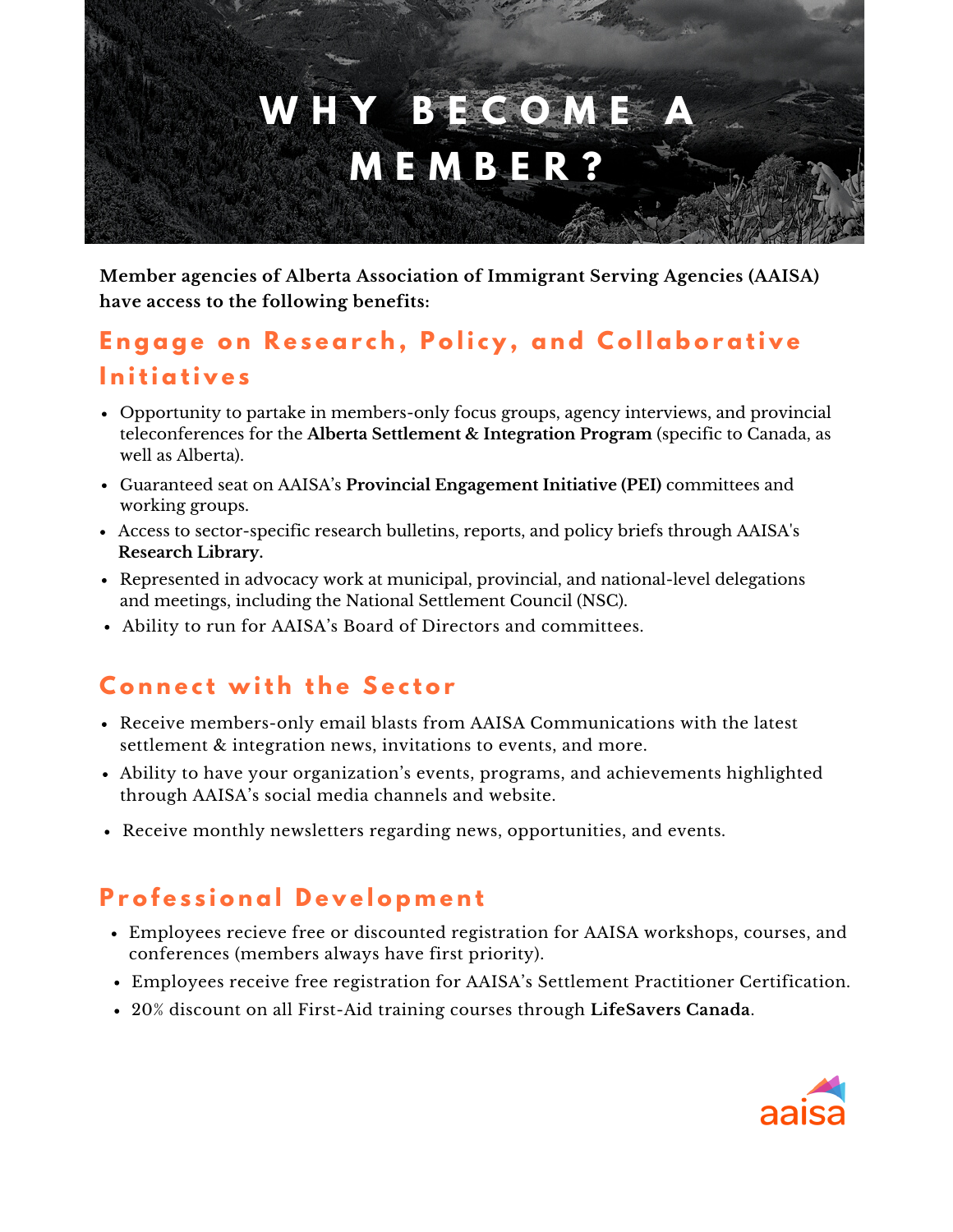# WHY BECOME A MEMBER?

**Member agencies of Alberta Association of Immigrant Serving Agencies (AAISA) have access to the following benefits:**

## Engage on Research, Policy, and Collaborative Initiatives

- Opportunity to partake in members-only focus groups, agency interviews, and provincial teleconferences for the **Alberta Settlement & Integration Program** (specific to Canada, as well as Alberta).
- Guaranteed seat on AAISA's **Provincial Engagement Initiative (PEI)** committees and working groups.
- Access to sector-specific research bulletins, reports, and policy briefs through AAISA's **Research Library.**
- Represented in advocacy work at municipal, provincial, and national-level delegations and meetings, including the National Settlement Council (NSC).
- Ability to run for AAISA's Board of Directors and committees.

## Connect with the Sector

- Receive members-only email blasts from AAISA Communications with the latest settlement & integration news, invitations to events, and more.
- Ability to have your organization's events, programs, and achievements highlighted through AAISA's social media channels and website.
- Receive monthly newsletters regarding news, opportunities, and events.

## Professional Development

- Employees recieve free or discounted registration for AAISA workshops, courses, and conferences (members always have first priority).
- Employees receive free registration for AAISA's Settlement Practitioner Certification.
- 20% discount on all First-Aid training courses through **LifeSavers Canada**.

aaisa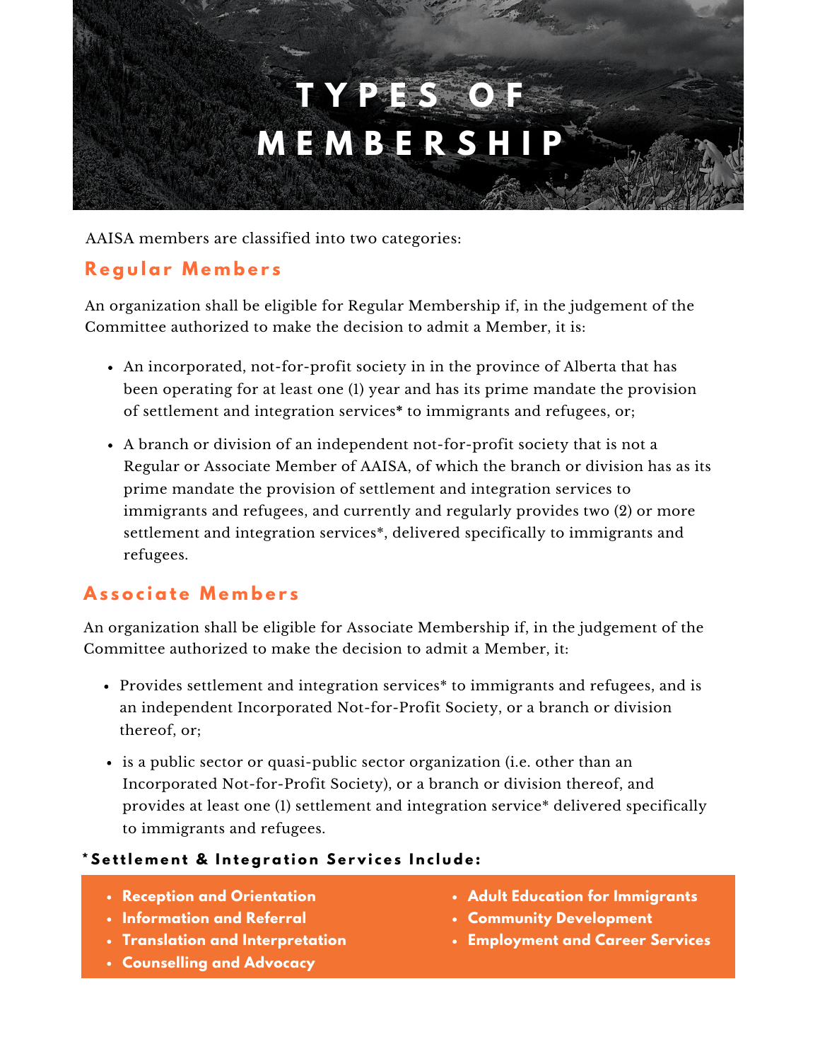# TYPES OF MEMBERSHIP

AAISA members are classified into two categories:

## Regular Members

An organization shall be eligible for Regular Membership if, in the judgement of the Committee authorized to make the decision to admit a Member, it is:

- An incorporated, not-for-profit society in in the province of Alberta that has been operating for at least one (1) year and has its prime mandate the provision of settlement and integration services* to immigrants and refugees, or;
- A branch or division of an independent not-for-profit society that is not a Regular or Associate Member of AAISA, of which the branch or division has as its prime mandate the provision of settlement and integration services to immigrants and refugees, and currently and regularly provides two (2) or more settlement and integration services*, delivered specifically to immigrants and refugees.

## Associate Members

An organization shall be eligible for Associate Membership if, in the judgement of the Committee authorized to make the decision to admit a Member, it:

- Provides settlement and integration services* to immigrants and refugees, and is an independent Incorporated Not-for-Profit Society, or a branch or division thereof, or;
- is a public sector or quasi-public sector organization (i.e. other than an Incorporated Not-for-Profit Society), or a branch or division thereof, and provides at least one (1) settlement and integration service* delivered specifically to immigrants and refugees.

**\*Settlement & Integration Services Include:**

- **Reception and Orientation**
- **Information and Referral**
- **Translation and Interpretation**
- **Counselling and Advocacy**
- **Adult Education for Immigrants**
- **Community Development**
- **Employment and Career Services**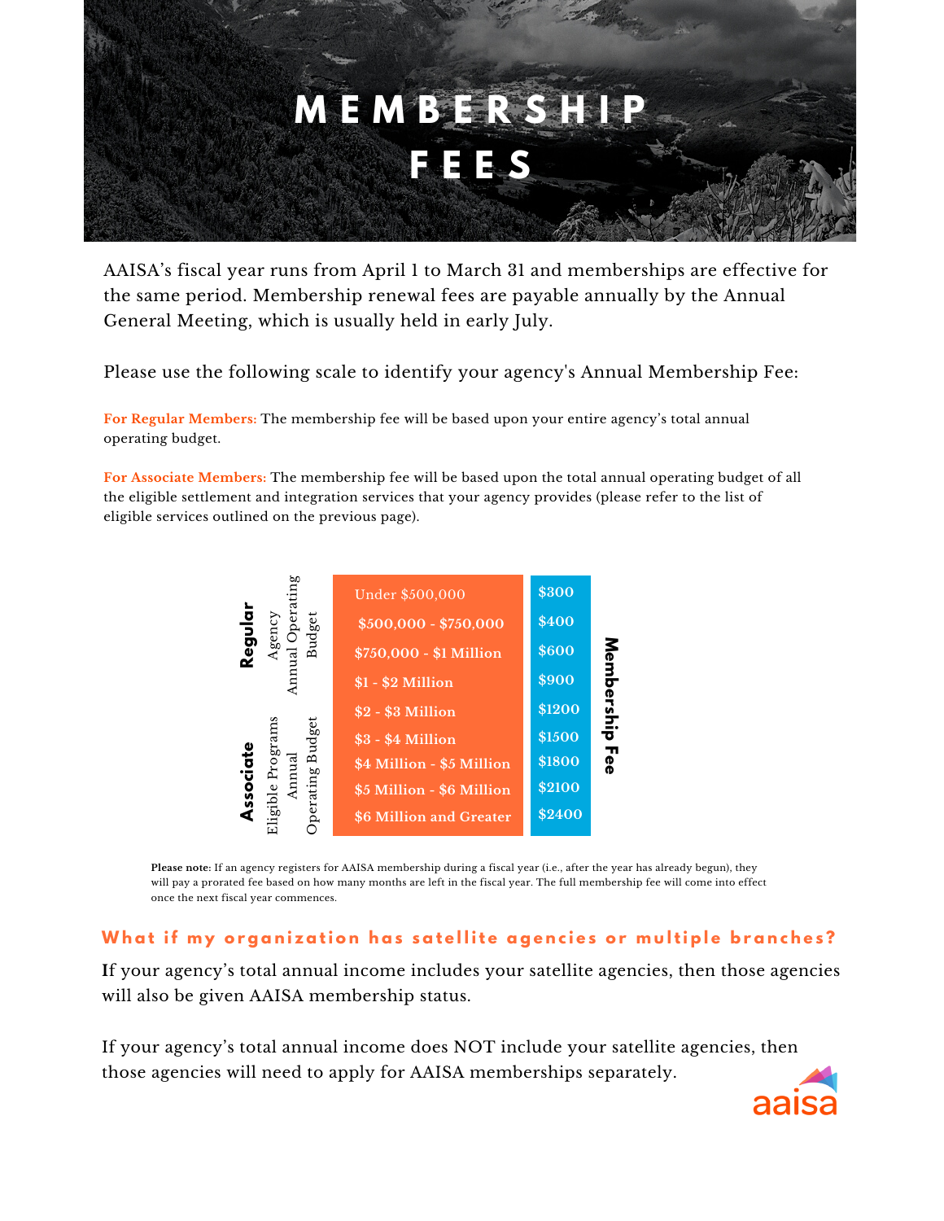# MEMBERSHIP FEES

AAISA's fiscal year runs from April 1 to March 31 and memberships are effective for the same period. Membership renewal fees are payable annually by the Annual General Meeting, which is usually held in early July.

Please use the following scale to identify your agency's Annual Membership Fee:

**For Regular Members:** The membership fee will be based upon your entire agency's total annual operating budget.

**For Associate Members:** The membership fee will be based upon the total annual operating budget of all the eligible settlement and integration services that your agency provides (please refer to the list of eligible services outlined on the previous page).

| Regular: Agency Annual Operating Budget / Associate: Eligible Programs Annual Operating Budget | Membership Fee |
|---|---|
| Under $500,000 | $300 |
| $500,000 - $750,000 | $400 |
| $750,000 - $1 Million | $600 |
| $1 - $2 Million | $900 |
| $2 - $3 Million | $1200 |
| $3 - $4 Million | $1500 |
| $4 Million - $5 Million | $1800 |
| $5 Million - $6 Million | $2100 |
| $6 Million and Greater | $2400 |

**Please note:** If an agency registers for AAISA membership during a fiscal year (i.e., after the year has already begun), they will pay a prorated fee based on how many months are left in the fiscal year. The full membership fee will come into effect once the next fiscal year commences.

## What if my organization has satellite agencies or multiple branches?

If your agency's total annual income includes your satellite agencies, then those agencies will also be given AAISA membership status.

If your agency's total annual income does NOT include your satellite agencies, then those agencies will need to apply for AAISA memberships separately.

aaisa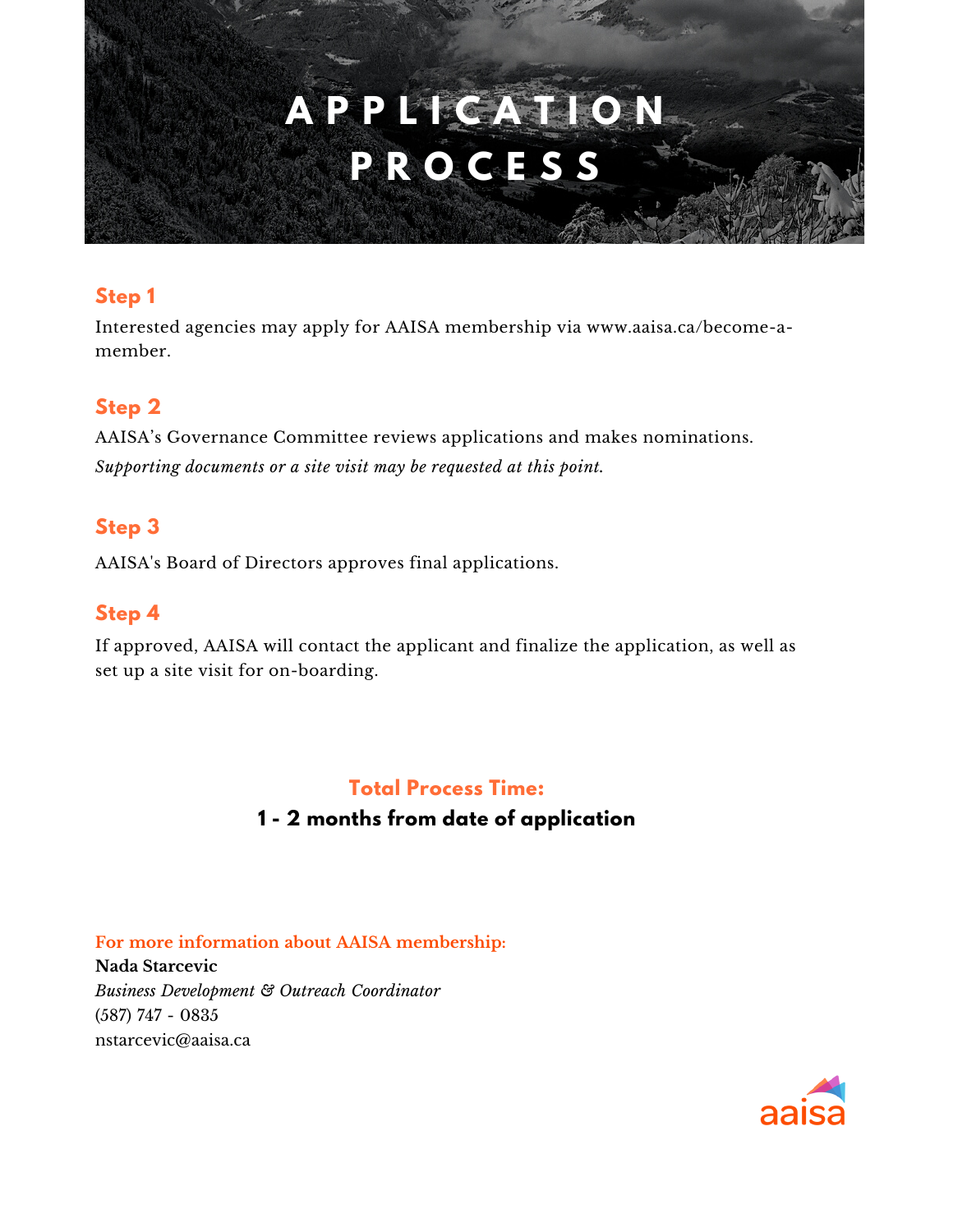# APPLICATION PROCESS

## Step 1

Interested agencies may apply for AAISA membership via www.aaisa.ca/become-a-member.

## Step 2

AAISA's Governance Committee reviews applications and makes nominations.

*Supporting documents or a site visit may be requested at this point.*

## Step 3

AAISA's Board of Directors approves final applications.

## Step 4

If approved, AAISA will contact the applicant and finalize the application, as well as set up a site visit for on-boarding.

**Total Process Time:**

**1 - 2 months from date of application**

**For more information about AAISA membership:**

**Nada Starcevic**

*Business Development & Outreach Coordinator*

(587) 747 - 0835

nstarcevic@aaisa.ca

aaisa